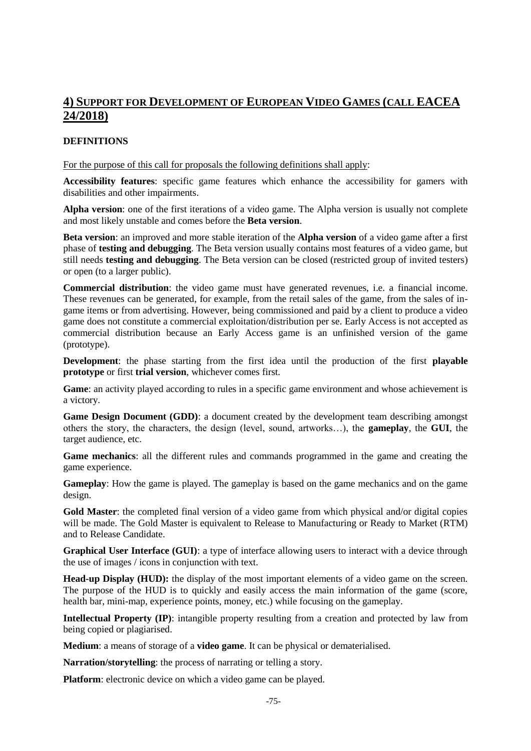## 4) SUPPORT FOR DEVELOPMENT OF EUROPEAN VIDEO GAMES (CALL EACEA 24/2018)

### DEFINITIONS

For the purpose of this call for proposals the following definitions shall apply:

**Accessibility features**: specific game features which enhance the accessibility for gamers with disabilities and other impairments.

**Alpha version**: one of the first iterations of a video game. The Alpha version is usually not complete and most likely unstable and comes before the **Beta version**.

**Beta version**: an improved and more stable iteration of the **Alpha version** of a video game after a first phase of **testing and debugging**. The Beta version usually contains most features of a video game, but still needs **testing and debugging**. The Beta version can be closed (restricted group of invited testers) or open (to a larger public).

**Commercial distribution**: the video game must have generated revenues, i.e. a financial income. These revenues can be generated, for example, from the retail sales of the game, from the sales of in-game items or from advertising. However, being commissioned and paid by a client to produce a video game does not constitute a commercial exploitation/distribution per se. Early Access is not accepted as commercial distribution because an Early Access game is an unfinished version of the game (prototype).

**Development**: the phase starting from the first idea until the production of the first **playable prototype** or first **trial version**, whichever comes first.

**Game**: an activity played according to rules in a specific game environment and whose achievement is a victory.

**Game Design Document (GDD)**: a document created by the development team describing amongst others the story, the characters, the design (level, sound, artworks…), the **gameplay**, the **GUI**, the target audience, etc.

**Game mechanics**: all the different rules and commands programmed in the game and creating the game experience.

**Gameplay**: How the game is played. The gameplay is based on the game mechanics and on the game design.

**Gold Master**: the completed final version of a video game from which physical and/or digital copies will be made. The Gold Master is equivalent to Release to Manufacturing or Ready to Market (RTM) and to Release Candidate.

**Graphical User Interface (GUI)**: a type of interface allowing users to interact with a device through the use of images / icons in conjunction with text.

**Head-up Display (HUD):** the display of the most important elements of a video game on the screen. The purpose of the HUD is to quickly and easily access the main information of the game (score, health bar, mini-map, experience points, money, etc.) while focusing on the gameplay.

**Intellectual Property (IP)**: intangible property resulting from a creation and protected by law from being copied or plagiarised.

**Medium**: a means of storage of a **video game**. It can be physical or dematerialised.

**Narration/storytelling**: the process of narrating or telling a story.

**Platform**: electronic device on which a video game can be played.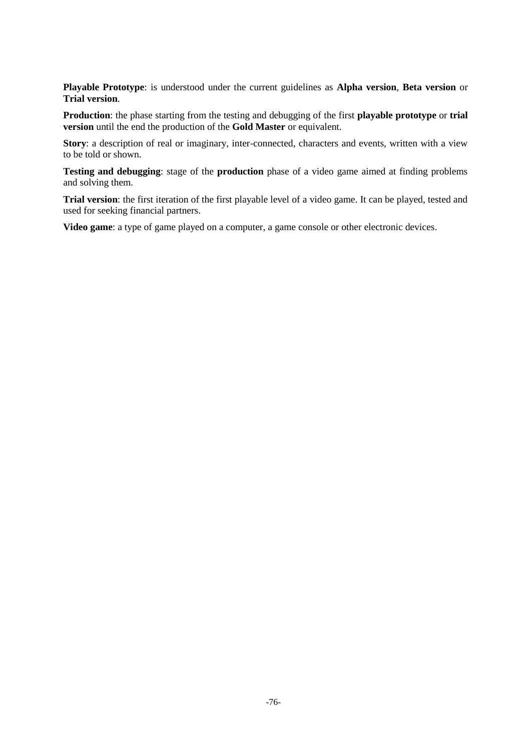**Playable Prototype**: is understood under the current guidelines as **Alpha version**, **Beta version** or **Trial version**.

**Production**: the phase starting from the testing and debugging of the first **playable prototype** or **trial version** until the end the production of the **Gold Master** or equivalent.

**Story**: a description of real or imaginary, inter-connected, characters and events, written with a view to be told or shown.

**Testing and debugging**: stage of the **production** phase of a video game aimed at finding problems and solving them.

**Trial version**: the first iteration of the first playable level of a video game. It can be played, tested and used for seeking financial partners.

**Video game**: a type of game played on a computer, a game console or other electronic devices.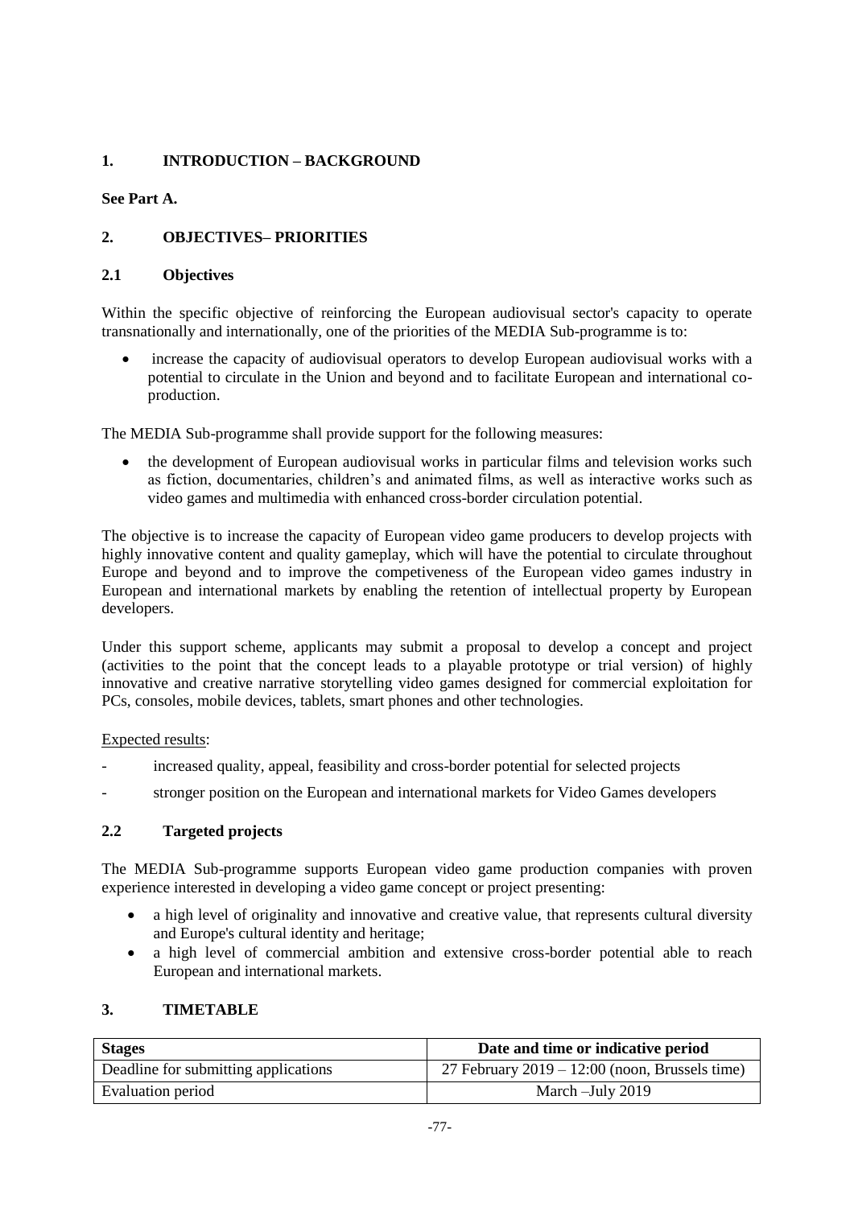## 1. INTRODUCTION – BACKGROUND

**See Part A.**

## 2. OBJECTIVES– PRIORITIES

### 2.1 Objectives

Within the specific objective of reinforcing the European audiovisual sector's capacity to operate transnationally and internationally, one of the priorities of the MEDIA Sub-programme is to:

- increase the capacity of audiovisual operators to develop European audiovisual works with a potential to circulate in the Union and beyond and to facilitate European and international co-production.

The MEDIA Sub-programme shall provide support for the following measures:

- the development of European audiovisual works in particular films and television works such as fiction, documentaries, children's and animated films, as well as interactive works such as video games and multimedia with enhanced cross-border circulation potential.

The objective is to increase the capacity of European video game producers to develop projects with highly innovative content and quality gameplay, which will have the potential to circulate throughout Europe and beyond and to improve the competiveness of the European video games industry in European and international markets by enabling the retention of intellectual property by European developers.

Under this support scheme, applicants may submit a proposal to develop a concept and project (activities to the point that the concept leads to a playable prototype or trial version) of highly innovative and creative narrative storytelling video games designed for commercial exploitation for PCs, consoles, mobile devices, tablets, smart phones and other technologies.

Expected results:

- increased quality, appeal, feasibility and cross-border potential for selected projects
- stronger position on the European and international markets for Video Games developers

### 2.2 Targeted projects

The MEDIA Sub-programme supports European video game production companies with proven experience interested in developing a video game concept or project presenting:

- a high level of originality and innovative and creative value, that represents cultural diversity and Europe's cultural identity and heritage;
- a high level of commercial ambition and extensive cross-border potential able to reach European and international markets.

## 3. TIMETABLE

| Stages | Date and time or indicative period |
|---|---|
| Deadline for submitting applications | 27 February 2019 – 12:00 (noon, Brussels time) |
| Evaluation period | March –July 2019 |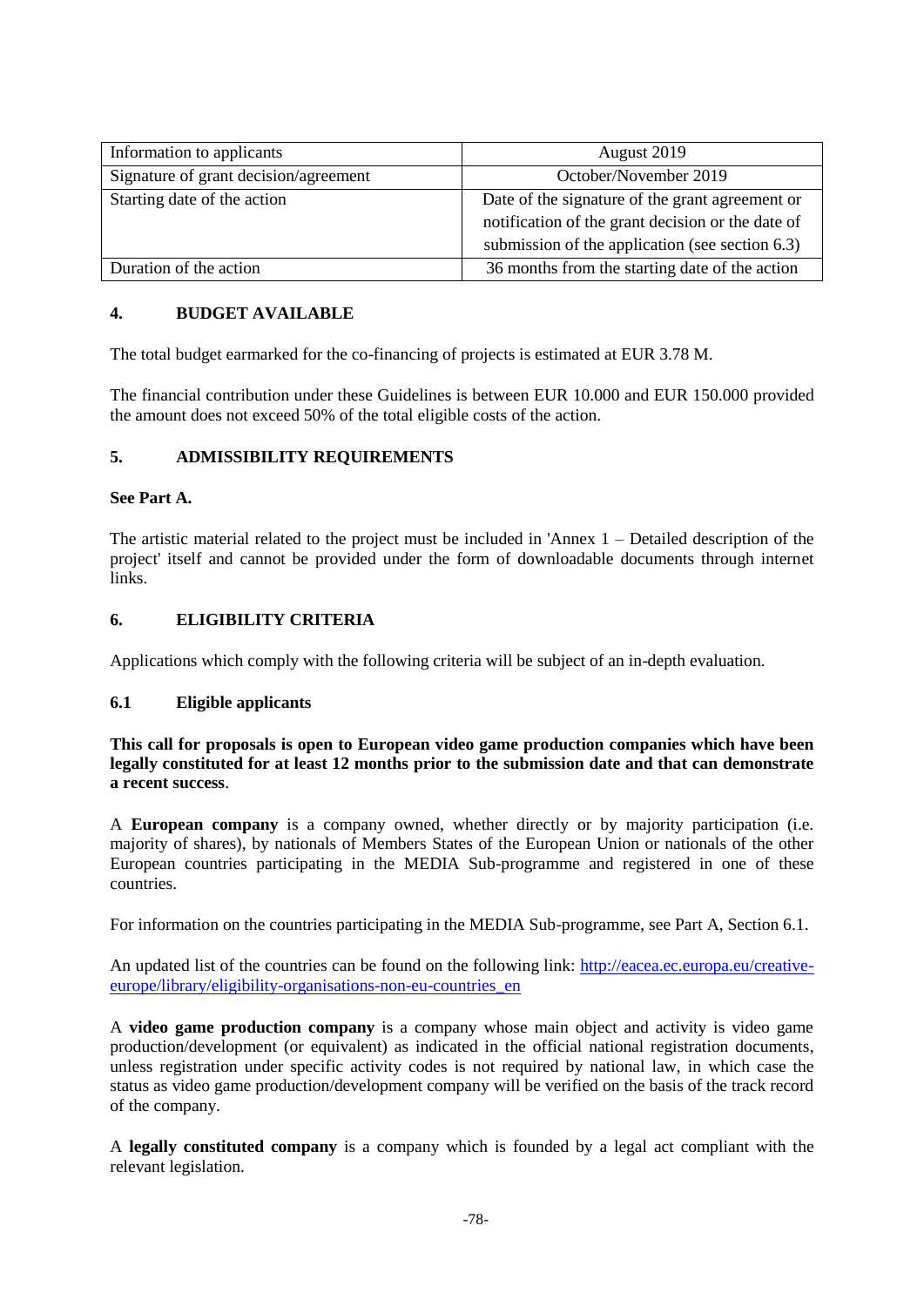| Information to applicants | August 2019 |
| --- | --- |
| Signature of grant decision/agreement | October/November 2019 |
| Starting date of the action | Date of the signature of the grant agreement or notification of the grant decision or the date of submission of the application (see section 6.3) |
| Duration of the action | 36 months from the starting date of the action |

## 4. BUDGET AVAILABLE

The total budget earmarked for the co-financing of projects is estimated at EUR 3.78 M.

The financial contribution under these Guidelines is between EUR 10.000 and EUR 150.000 provided the amount does not exceed 50% of the total eligible costs of the action.

## 5. ADMISSIBILITY REQUIREMENTS

**See Part A.**

The artistic material related to the project must be included in 'Annex 1 – Detailed description of the project' itself and cannot be provided under the form of downloadable documents through internet links.

## 6. ELIGIBILITY CRITERIA

Applications which comply with the following criteria will be subject of an in-depth evaluation.

### 6.1 Eligible applicants

**This call for proposals is open to European video game production companies which have been legally constituted for at least 12 months prior to the submission date and that can demonstrate a recent success**.

A **European company** is a company owned, whether directly or by majority participation (i.e. majority of shares), by nationals of Members States of the European Union or nationals of the other European countries participating in the MEDIA Sub-programme and registered in one of these countries.

For information on the countries participating in the MEDIA Sub-programme, see Part A, Section 6.1.

An updated list of the countries can be found on the following link: http://eacea.ec.europa.eu/creative-europe/library/eligibility-organisations-non-eu-countries_en

A **video game production company** is a company whose main object and activity is video game production/development (or equivalent) as indicated in the official national registration documents, unless registration under specific activity codes is not required by national law, in which case the status as video game production/development company will be verified on the basis of the track record of the company.

A **legally constituted company** is a company which is founded by a legal act compliant with the relevant legislation.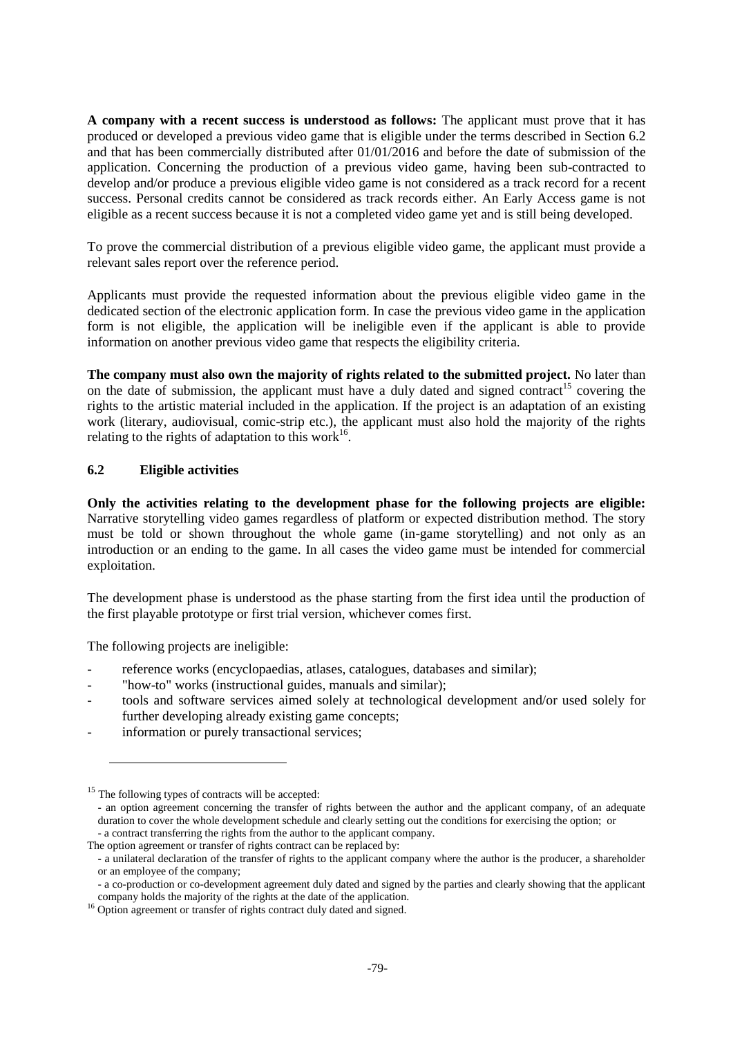**A company with a recent success is understood as follows:** The applicant must prove that it has produced or developed a previous video game that is eligible under the terms described in Section 6.2 and that has been commercially distributed after 01/01/2016 and before the date of submission of the application. Concerning the production of a previous video game, having been sub-contracted to develop and/or produce a previous eligible video game is not considered as a track record for a recent success. Personal credits cannot be considered as track records either. An Early Access game is not eligible as a recent success because it is not a completed video game yet and is still being developed.

To prove the commercial distribution of a previous eligible video game, the applicant must provide a relevant sales report over the reference period.

Applicants must provide the requested information about the previous eligible video game in the dedicated section of the electronic application form. In case the previous video game in the application form is not eligible, the application will be ineligible even if the applicant is able to provide information on another previous video game that respects the eligibility criteria.

**The company must also own the majority of rights related to the submitted project.** No later than on the date of submission, the applicant must have a duly dated and signed contract[15] covering the rights to the artistic material included in the application. If the project is an adaptation of an existing work (literary, audiovisual, comic-strip etc.), the applicant must also hold the majority of the rights relating to the rights of adaptation to this work[16].

### 6.2 Eligible activities

**Only the activities relating to the development phase for the following projects are eligible:** Narrative storytelling video games regardless of platform or expected distribution method. The story must be told or shown throughout the whole game (in-game storytelling) and not only as an introduction or an ending to the game. In all cases the video game must be intended for commercial exploitation.

The development phase is understood as the phase starting from the first idea until the production of the first playable prototype or first trial version, whichever comes first.

The following projects are ineligible:

- reference works (encyclopaedias, atlases, catalogues, databases and similar);
- "how-to" works (instructional guides, manuals and similar);
- tools and software services aimed solely at technological development and/or used solely for further developing already existing game concepts;
- information or purely transactional services;

---

[15] The following types of contracts will be accepted:

- an option agreement concerning the transfer of rights between the author and the applicant company, of an adequate duration to cover the whole development schedule and clearly setting out the conditions for exercising the option; or
- a contract transferring the rights from the author to the applicant company.

The option agreement or transfer of rights contract can be replaced by:

- a unilateral declaration of the transfer of rights to the applicant company where the author is the producer, a shareholder or an employee of the company;
- a co-production or co-development agreement duly dated and signed by the parties and clearly showing that the applicant company holds the majority of the rights at the date of the application.

[16] Option agreement or transfer of rights contract duly dated and signed.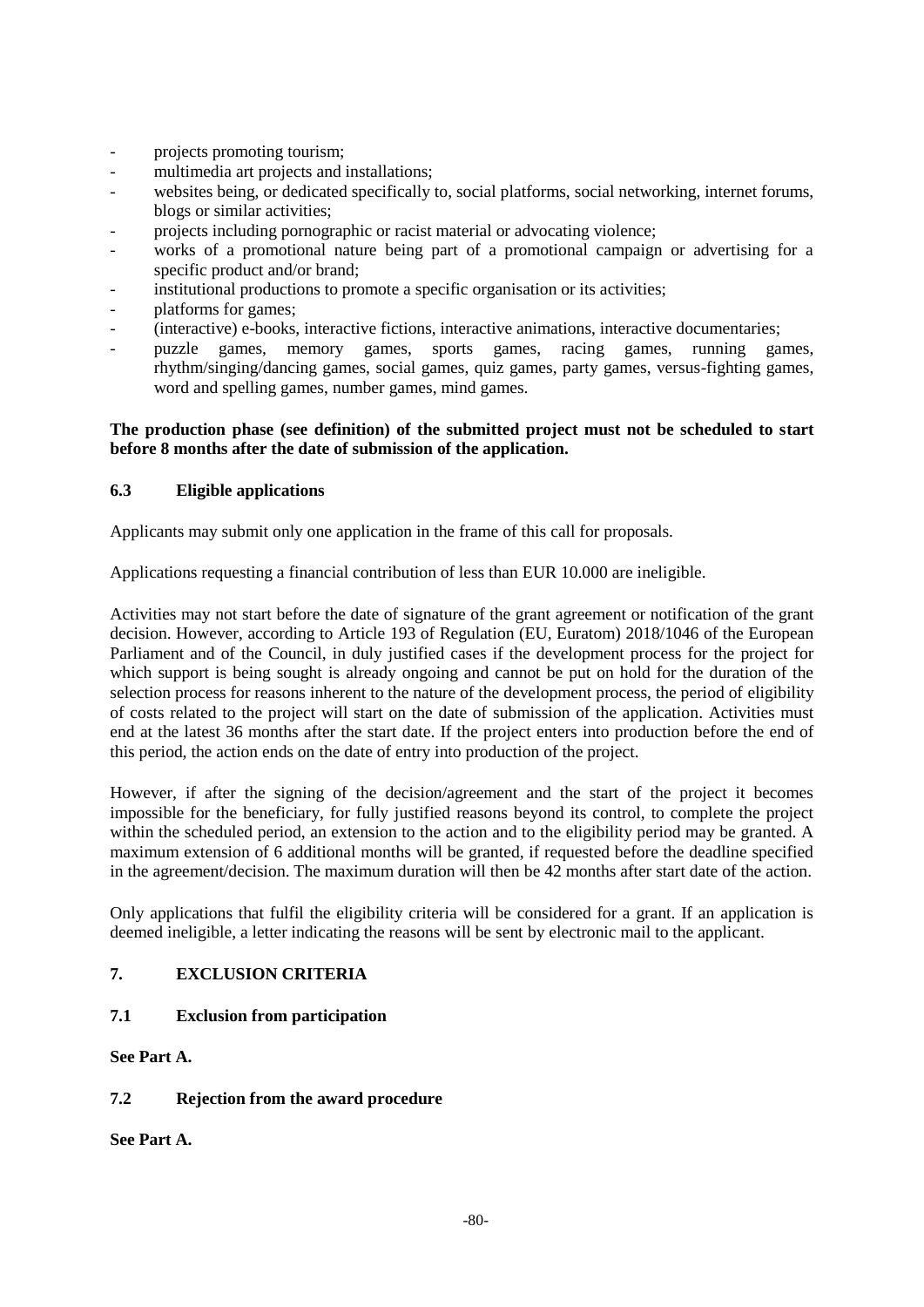- projects promoting tourism;
- multimedia art projects and installations;
- websites being, or dedicated specifically to, social platforms, social networking, internet forums, blogs or similar activities;
- projects including pornographic or racist material or advocating violence;
- works of a promotional nature being part of a promotional campaign or advertising for a specific product and/or brand;
- institutional productions to promote a specific organisation or its activities;
- platforms for games;
- (interactive) e-books, interactive fictions, interactive animations, interactive documentaries;
- puzzle games, memory games, sports games, racing games, running games, rhythm/singing/dancing games, social games, quiz games, party games, versus-fighting games, word and spelling games, number games, mind games.

**The production phase (see definition) of the submitted project must not be scheduled to start before 8 months after the date of submission of the application.**

### 6.3 Eligible applications

Applicants may submit only one application in the frame of this call for proposals.

Applications requesting a financial contribution of less than EUR 10.000 are ineligible.

Activities may not start before the date of signature of the grant agreement or notification of the grant decision. However, according to Article 193 of Regulation (EU, Euratom) 2018/1046 of the European Parliament and of the Council, in duly justified cases if the development process for the project for which support is being sought is already ongoing and cannot be put on hold for the duration of the selection process for reasons inherent to the nature of the development process, the period of eligibility of costs related to the project will start on the date of submission of the application. Activities must end at the latest 36 months after the start date. If the project enters into production before the end of this period, the action ends on the date of entry into production of the project.

However, if after the signing of the decision/agreement and the start of the project it becomes impossible for the beneficiary, for fully justified reasons beyond its control, to complete the project within the scheduled period, an extension to the action and to the eligibility period may be granted. A maximum extension of 6 additional months will be granted, if requested before the deadline specified in the agreement/decision. The maximum duration will then be 42 months after start date of the action.

Only applications that fulfil the eligibility criteria will be considered for a grant. If an application is deemed ineligible, a letter indicating the reasons will be sent by electronic mail to the applicant.

## 7. EXCLUSION CRITERIA

### 7.1 Exclusion from participation

**See Part A.**

### 7.2 Rejection from the award procedure

**See Part A.**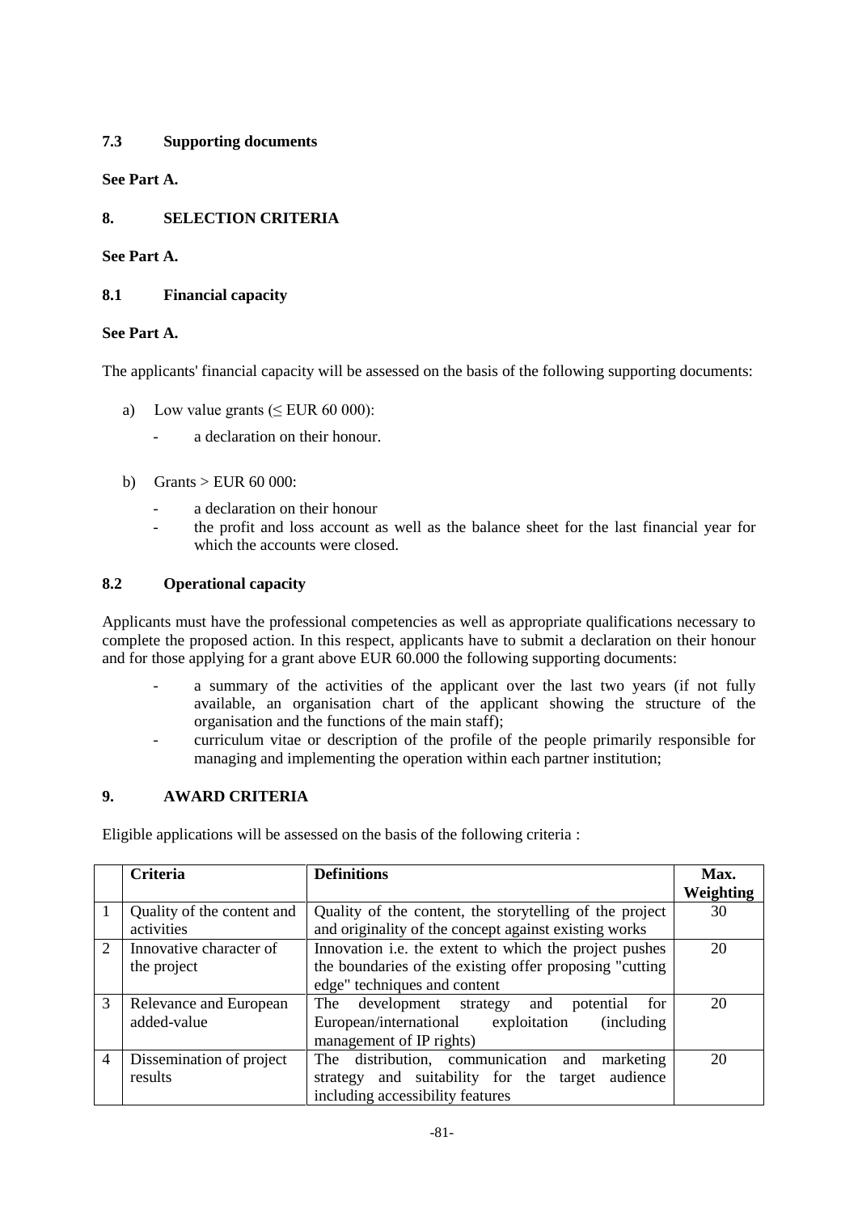### 7.3 Supporting documents

**See Part A.**

## 8. SELECTION CRITERIA

**See Part A.**

### 8.1 Financial capacity

**See Part A.**

The applicants' financial capacity will be assessed on the basis of the following supporting documents:

a) Low value grants (≤ EUR 60 000):
   - a declaration on their honour.

b) Grants > EUR 60 000:
   - a declaration on their honour
   - the profit and loss account as well as the balance sheet for the last financial year for which the accounts were closed.

### 8.2 Operational capacity

Applicants must have the professional competencies as well as appropriate qualifications necessary to complete the proposed action. In this respect, applicants have to submit a declaration on their honour and for those applying for a grant above EUR 60.000 the following supporting documents:

- a summary of the activities of the applicant over the last two years (if not fully available, an organisation chart of the applicant showing the structure of the organisation and the functions of the main staff);
- curriculum vitae or description of the profile of the people primarily responsible for managing and implementing the operation within each partner institution;

## 9. AWARD CRITERIA

Eligible applications will be assessed on the basis of the following criteria :

| | Criteria | Definitions | Max. Weighting |
|---|---|---|---|
| 1 | Quality of the content and activities | Quality of the content, the storytelling of the project and originality of the concept against existing works | 30 |
| 2 | Innovative character of the project | Innovation i.e. the extent to which the project pushes the boundaries of the existing offer proposing "cutting edge" techniques and content | 20 |
| 3 | Relevance and European added-value | The development strategy and potential for European/international exploitation (including management of IP rights) | 20 |
| 4 | Dissemination of project results | The distribution, communication and marketing strategy and suitability for the target audience including accessibility features | 20 |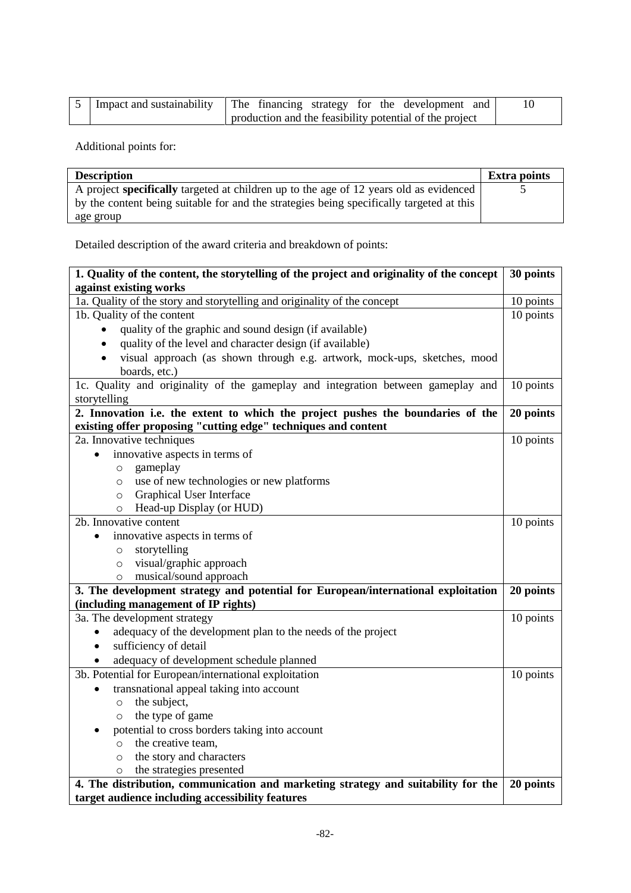| 5 | Impact and sustainability | The financing strategy for the development and production and the feasibility potential of the project | 10 |
|---|---|---|---|

Additional points for:

| Description | Extra points |
|---|---|
| A project **specifically** targeted at children up to the age of 12 years old as evidenced by the content being suitable for and the strategies being specifically targeted at this age group | 5 |

Detailed description of the award criteria and breakdown of points:

| **1. Quality of the content, the storytelling of the project and originality of the concept against existing works** | **30 points** |
|---|---|
| 1a. Quality of the story and storytelling and originality of the concept | 10 points |
| 1b. Quality of the content<br>• quality of the graphic and sound design (if available)<br>• quality of the level and character design (if available)<br>• visual approach (as shown through e.g. artwork, mock-ups, sketches, mood boards, etc.) | 10 points |
| 1c. Quality and originality of the gameplay and integration between gameplay and storytelling | 10 points |
| **2. Innovation i.e. the extent to which the project pushes the boundaries of the existing offer proposing "cutting edge" techniques and content** | **20 points** |
| 2a. Innovative techniques<br>• innovative aspects in terms of<br>  ○ gameplay<br>  ○ use of new technologies or new platforms<br>  ○ Graphical User Interface<br>  ○ Head-up Display (or HUD) | 10 points |
| 2b. Innovative content<br>• innovative aspects in terms of<br>  ○ storytelling<br>  ○ visual/graphic approach<br>  ○ musical/sound approach | 10 points |
| **3. The development strategy and potential for European/international exploitation (including management of IP rights)** | **20 points** |
| 3a. The development strategy<br>• adequacy of the development plan to the needs of the project<br>• sufficiency of detail<br>• adequacy of development schedule planned | 10 points |
| 3b. Potential for European/international exploitation<br>• transnational appeal taking into account<br>  ○ the subject,<br>  ○ the type of game<br>• potential to cross borders taking into account<br>  ○ the creative team,<br>  ○ the story and characters<br>  ○ the strategies presented | 10 points |
| **4. The distribution, communication and marketing strategy and suitability for the target audience including accessibility features** | **20 points** |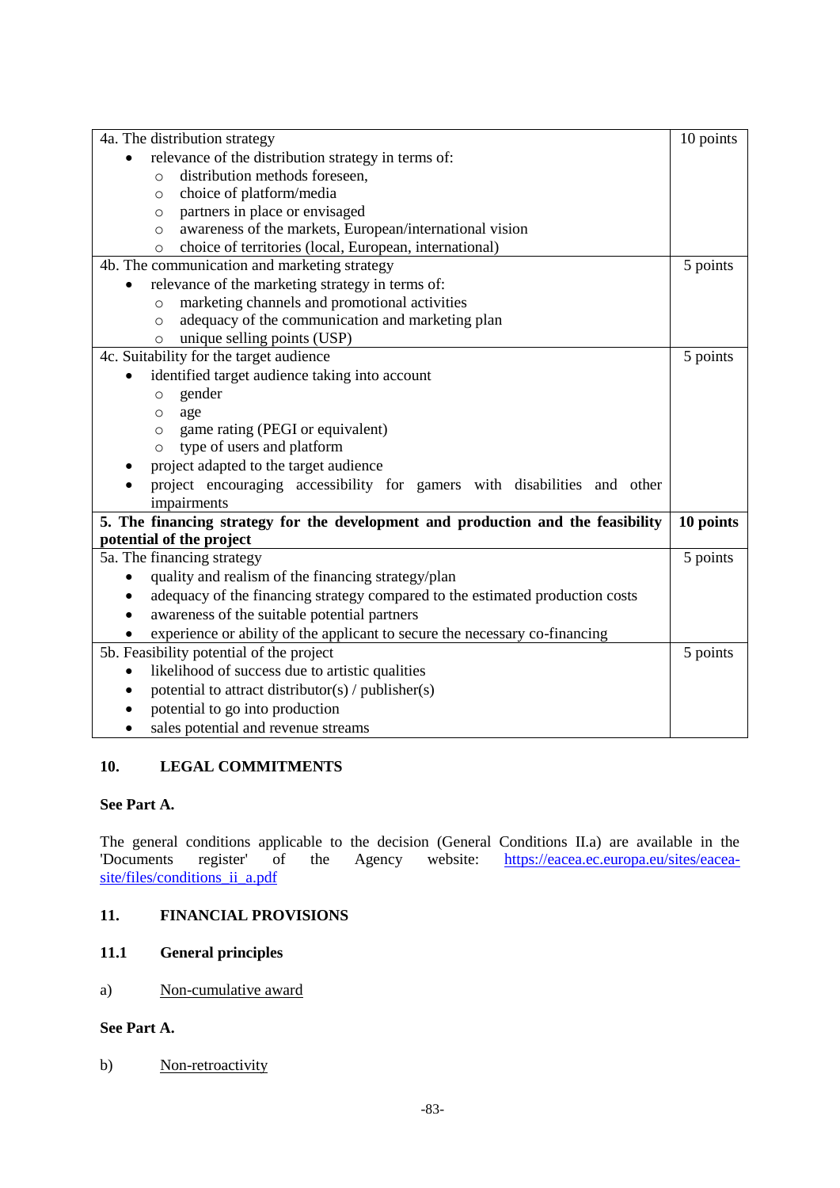| | |
|---|---|
| 4a. The distribution strategy<br>• relevance of the distribution strategy in terms of:<br>&nbsp;&nbsp;&nbsp;&nbsp;○ distribution methods foreseen,<br>&nbsp;&nbsp;&nbsp;&nbsp;○ choice of platform/media<br>&nbsp;&nbsp;&nbsp;&nbsp;○ partners in place or envisaged<br>&nbsp;&nbsp;&nbsp;&nbsp;○ awareness of the markets, European/international vision<br>&nbsp;&nbsp;&nbsp;&nbsp;○ choice of territories (local, European, international) | 10 points |
| 4b. The communication and marketing strategy<br>• relevance of the marketing strategy in terms of:<br>&nbsp;&nbsp;&nbsp;&nbsp;○ marketing channels and promotional activities<br>&nbsp;&nbsp;&nbsp;&nbsp;○ adequacy of the communication and marketing plan<br>&nbsp;&nbsp;&nbsp;&nbsp;○ unique selling points (USP) | 5 points |
| 4c. Suitability for the target audience<br>• identified target audience taking into account<br>&nbsp;&nbsp;&nbsp;&nbsp;○ gender<br>&nbsp;&nbsp;&nbsp;&nbsp;○ age<br>&nbsp;&nbsp;&nbsp;&nbsp;○ game rating (PEGI or equivalent)<br>&nbsp;&nbsp;&nbsp;&nbsp;○ type of users and platform<br>• project adapted to the target audience<br>• project encouraging accessibility for gamers with disabilities and other impairments | 5 points |
| **5. The financing strategy for the development and production and the feasibility potential of the project** | **10 points** |
| 5a. The financing strategy<br>• quality and realism of the financing strategy/plan<br>• adequacy of the financing strategy compared to the estimated production costs<br>• awareness of the suitable potential partners<br>• experience or ability of the applicant to secure the necessary co-financing | 5 points |
| 5b. Feasibility potential of the project<br>• likelihood of success due to artistic qualities<br>• potential to attract distributor(s) / publisher(s)<br>• potential to go into production<br>• sales potential and revenue streams | 5 points |

## 10. LEGAL COMMITMENTS

**See Part A.**

The general conditions applicable to the decision (General Conditions II.a) are available in the 'Documents register' of the Agency website: [https://eacea.ec.europa.eu/sites/eacea-site/files/conditions_ii_a.pdf](https://eacea.ec.europa.eu/sites/eacea-site/files/conditions_ii_a.pdf)

## 11. FINANCIAL PROVISIONS

### 11.1 General principles

a) <u>Non-cumulative award</u>

**See Part A.**

b) <u>Non-retroactivity</u>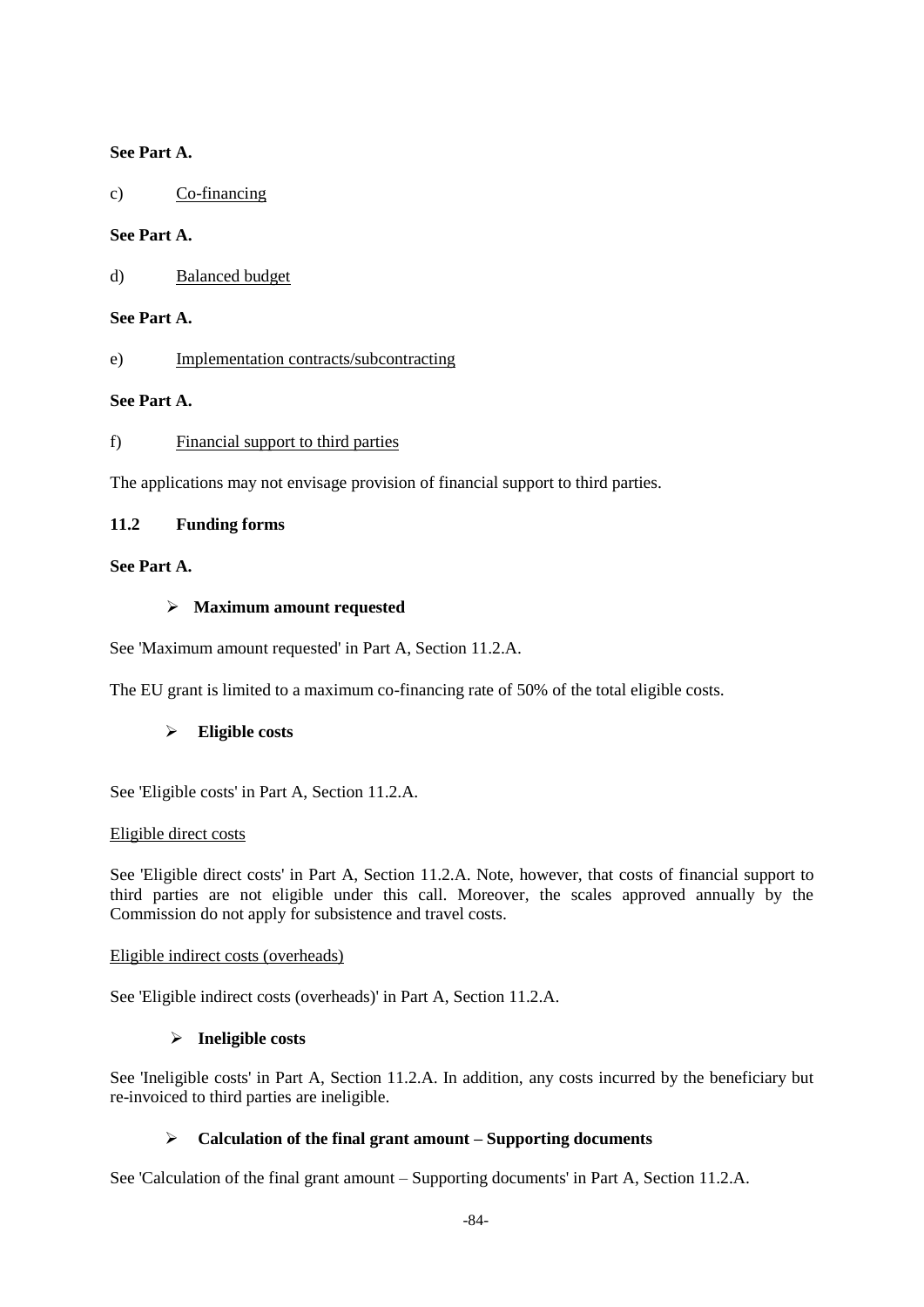**See Part A.**

c) Co-financing

**See Part A.**

d) Balanced budget

**See Part A.**

e) Implementation contracts/subcontracting

**See Part A.**

f) Financial support to third parties

The applications may not envisage provision of financial support to third parties.

### 11.2 Funding forms

**See Part A.**

- **Maximum amount requested**

See 'Maximum amount requested' in Part A, Section 11.2.A.

The EU grant is limited to a maximum co-financing rate of 50% of the total eligible costs.

- **Eligible costs**

See 'Eligible costs' in Part A, Section 11.2.A.

Eligible direct costs

See 'Eligible direct costs' in Part A, Section 11.2.A. Note, however, that costs of financial support to third parties are not eligible under this call. Moreover, the scales approved annually by the Commission do not apply for subsistence and travel costs.

Eligible indirect costs (overheads)

See 'Eligible indirect costs (overheads)' in Part A, Section 11.2.A.

- **Ineligible costs**

See 'Ineligible costs' in Part A, Section 11.2.A. In addition, any costs incurred by the beneficiary but re-invoiced to third parties are ineligible.

- **Calculation of the final grant amount – Supporting documents**

See 'Calculation of the final grant amount – Supporting documents' in Part A, Section 11.2.A.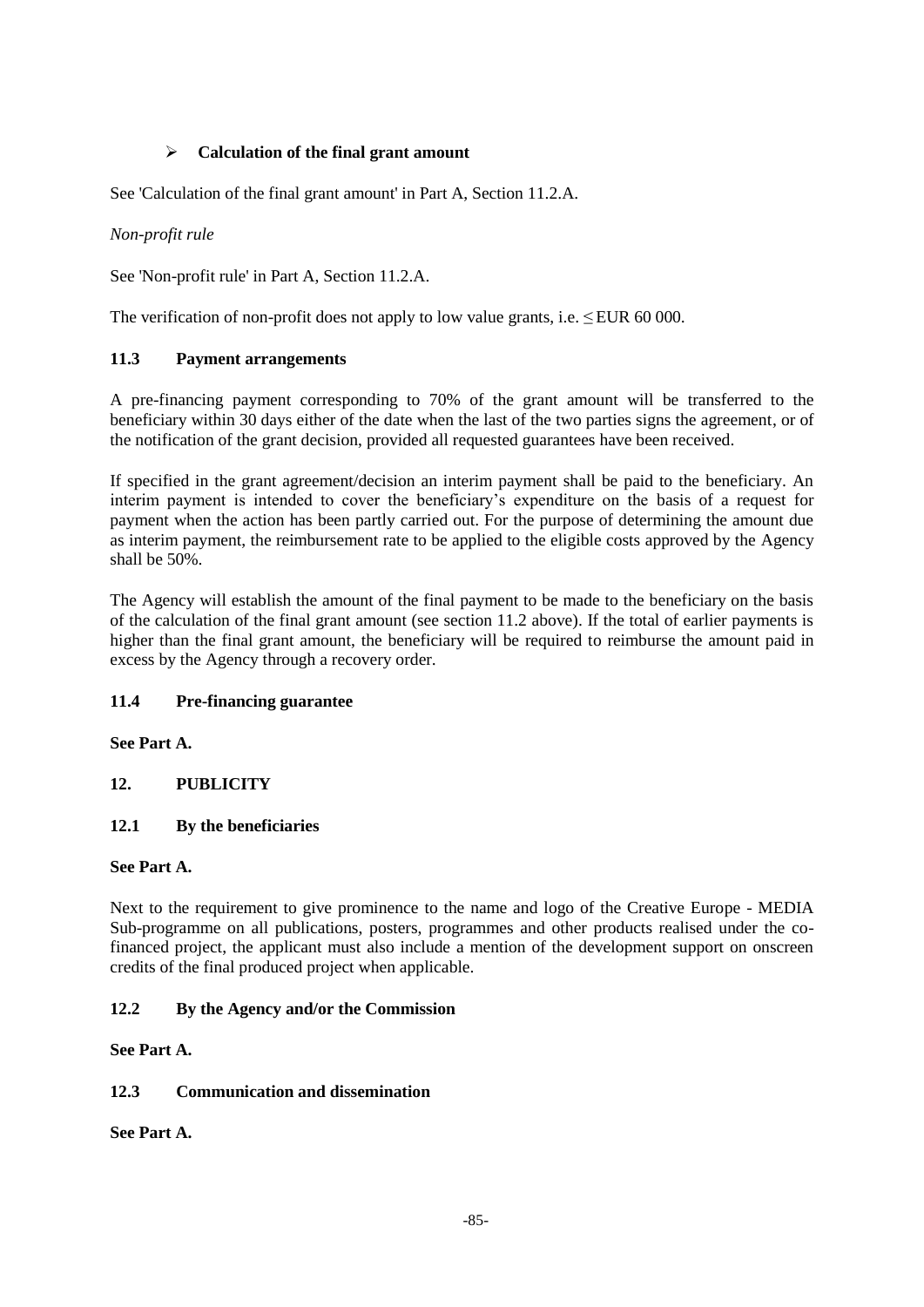- **Calculation of the final grant amount**

See 'Calculation of the final grant amount' in Part A, Section 11.2.A.

*Non-profit rule*

See 'Non-profit rule' in Part A, Section 11.2.A.

The verification of non-profit does not apply to low value grants, i.e. ≤ EUR 60 000.

### 11.3 Payment arrangements

A pre-financing payment corresponding to 70% of the grant amount will be transferred to the beneficiary within 30 days either of the date when the last of the two parties signs the agreement, or of the notification of the grant decision, provided all requested guarantees have been received.

If specified in the grant agreement/decision an interim payment shall be paid to the beneficiary. An interim payment is intended to cover the beneficiary's expenditure on the basis of a request for payment when the action has been partly carried out. For the purpose of determining the amount due as interim payment, the reimbursement rate to be applied to the eligible costs approved by the Agency shall be 50%.

The Agency will establish the amount of the final payment to be made to the beneficiary on the basis of the calculation of the final grant amount (see section 11.2 above). If the total of earlier payments is higher than the final grant amount, the beneficiary will be required to reimburse the amount paid in excess by the Agency through a recovery order.

### 11.4 Pre-financing guarantee

**See Part A.**

## 12. PUBLICITY

### 12.1 By the beneficiaries

**See Part A.**

Next to the requirement to give prominence to the name and logo of the Creative Europe - MEDIA Sub-programme on all publications, posters, programmes and other products realised under the co-financed project, the applicant must also include a mention of the development support on onscreen credits of the final produced project when applicable.

### 12.2 By the Agency and/or the Commission

**See Part A.**

### 12.3 Communication and dissemination

**See Part A.**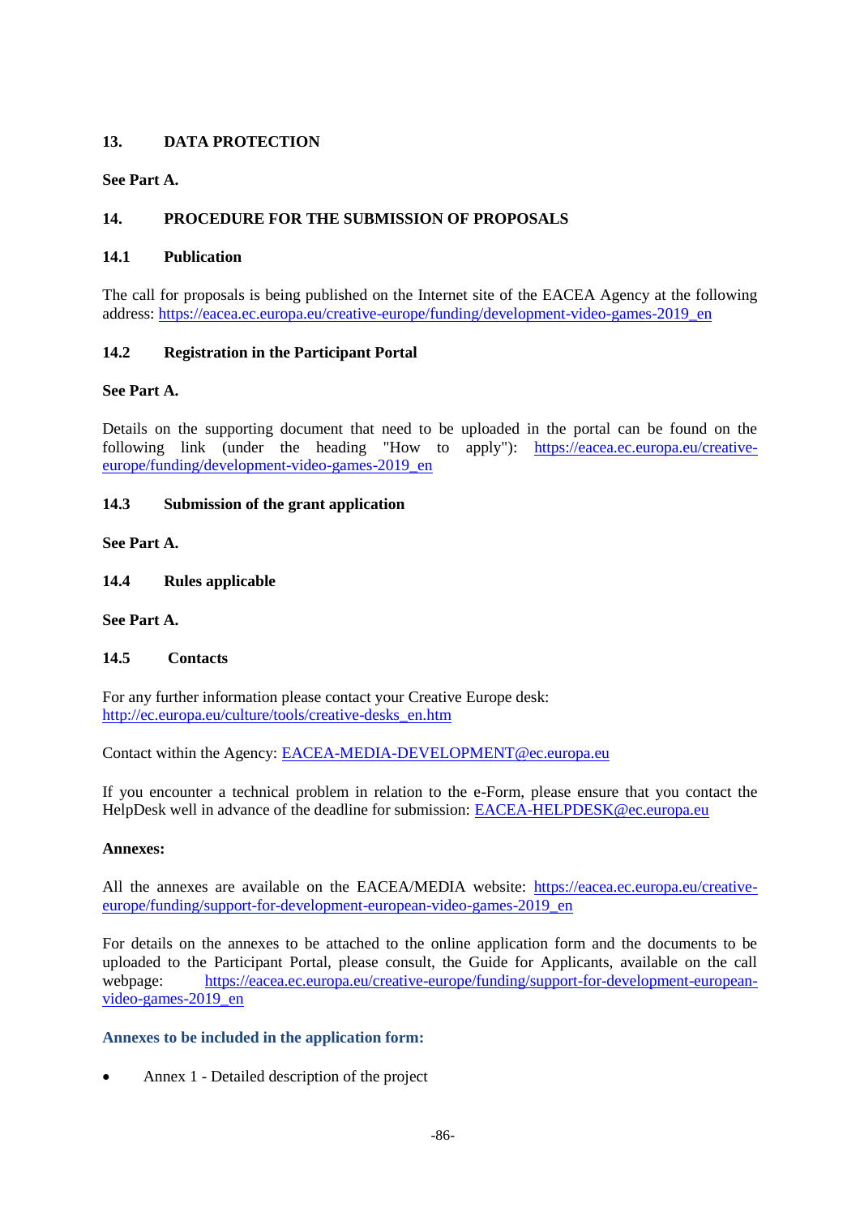## 13. DATA PROTECTION

**See Part A.**

## 14. PROCEDURE FOR THE SUBMISSION OF PROPOSALS

### 14.1 Publication

The call for proposals is being published on the Internet site of the EACEA Agency at the following address: https://eacea.ec.europa.eu/creative-europe/funding/development-video-games-2019_en

### 14.2 Registration in the Participant Portal

**See Part A.**

Details on the supporting document that need to be uploaded in the portal can be found on the following link (under the heading "How to apply"): https://eacea.ec.europa.eu/creative-europe/funding/development-video-games-2019_en

### 14.3 Submission of the grant application

**See Part A.**

### 14.4 Rules applicable

**See Part A.**

### 14.5 Contacts

For any further information please contact your Creative Europe desk: http://ec.europa.eu/culture/tools/creative-desks_en.htm

Contact within the Agency: EACEA-MEDIA-DEVELOPMENT@ec.europa.eu

If you encounter a technical problem in relation to the e-Form, please ensure that you contact the HelpDesk well in advance of the deadline for submission: EACEA-HELPDESK@ec.europa.eu

**Annexes:**

All the annexes are available on the EACEA/MEDIA website: https://eacea.ec.europa.eu/creative-europe/funding/support-for-development-european-video-games-2019_en

For details on the annexes to be attached to the online application form and the documents to be uploaded to the Participant Portal, please consult, the Guide for Applicants, available on the call webpage: https://eacea.ec.europa.eu/creative-europe/funding/support-for-development-european-video-games-2019_en

**Annexes to be included in the application form:**

- Annex 1 - Detailed description of the project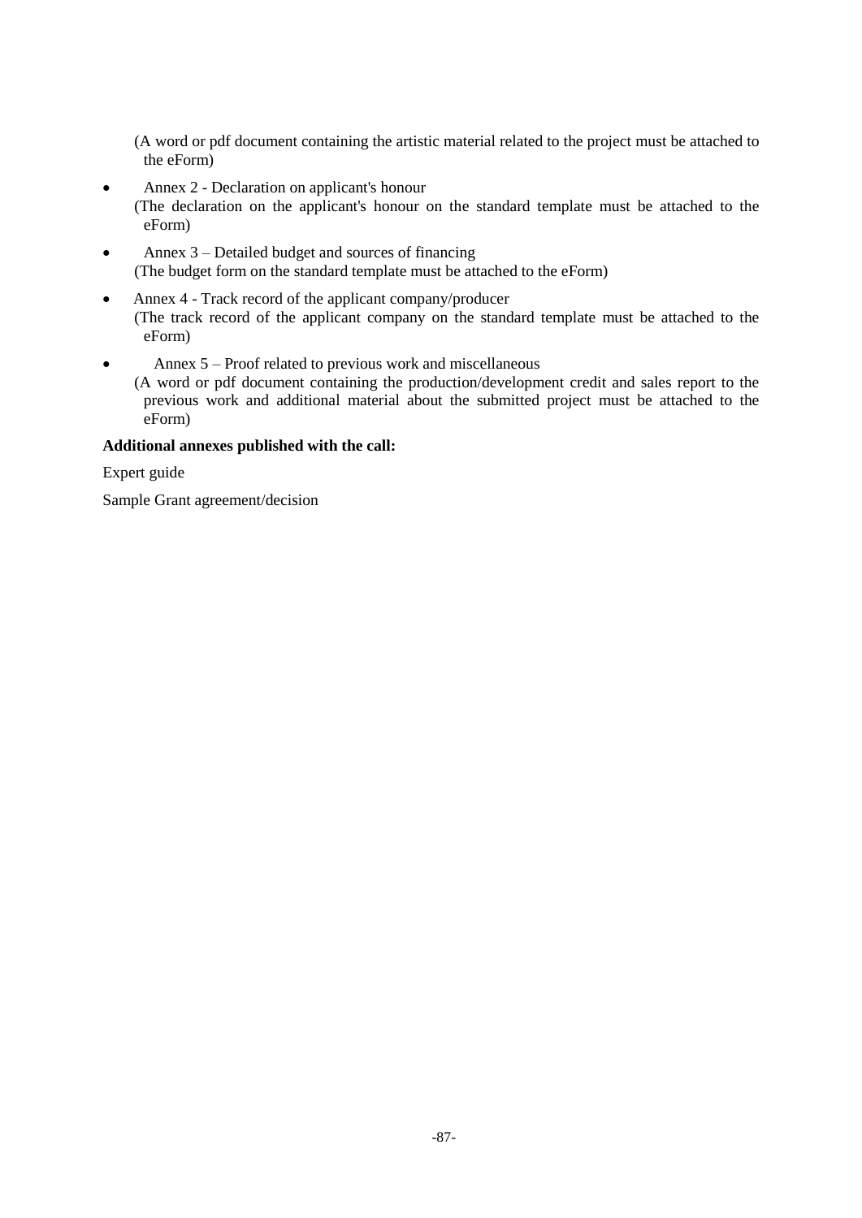(A word or pdf document containing the artistic material related to the project must be attached to the eForm)

- Annex 2 - Declaration on applicant's honour
  (The declaration on the applicant's honour on the standard template must be attached to the eForm)
- Annex 3 – Detailed budget and sources of financing
  (The budget form on the standard template must be attached to the eForm)
- Annex 4 - Track record of the applicant company/producer
  (The track record of the applicant company on the standard template must be attached to the eForm)
- Annex 5 – Proof related to previous work and miscellaneous
  (A word or pdf document containing the production/development credit and sales report to the previous work and additional material about the submitted project must be attached to the eForm)

**Additional annexes published with the call:**

Expert guide

Sample Grant agreement/decision